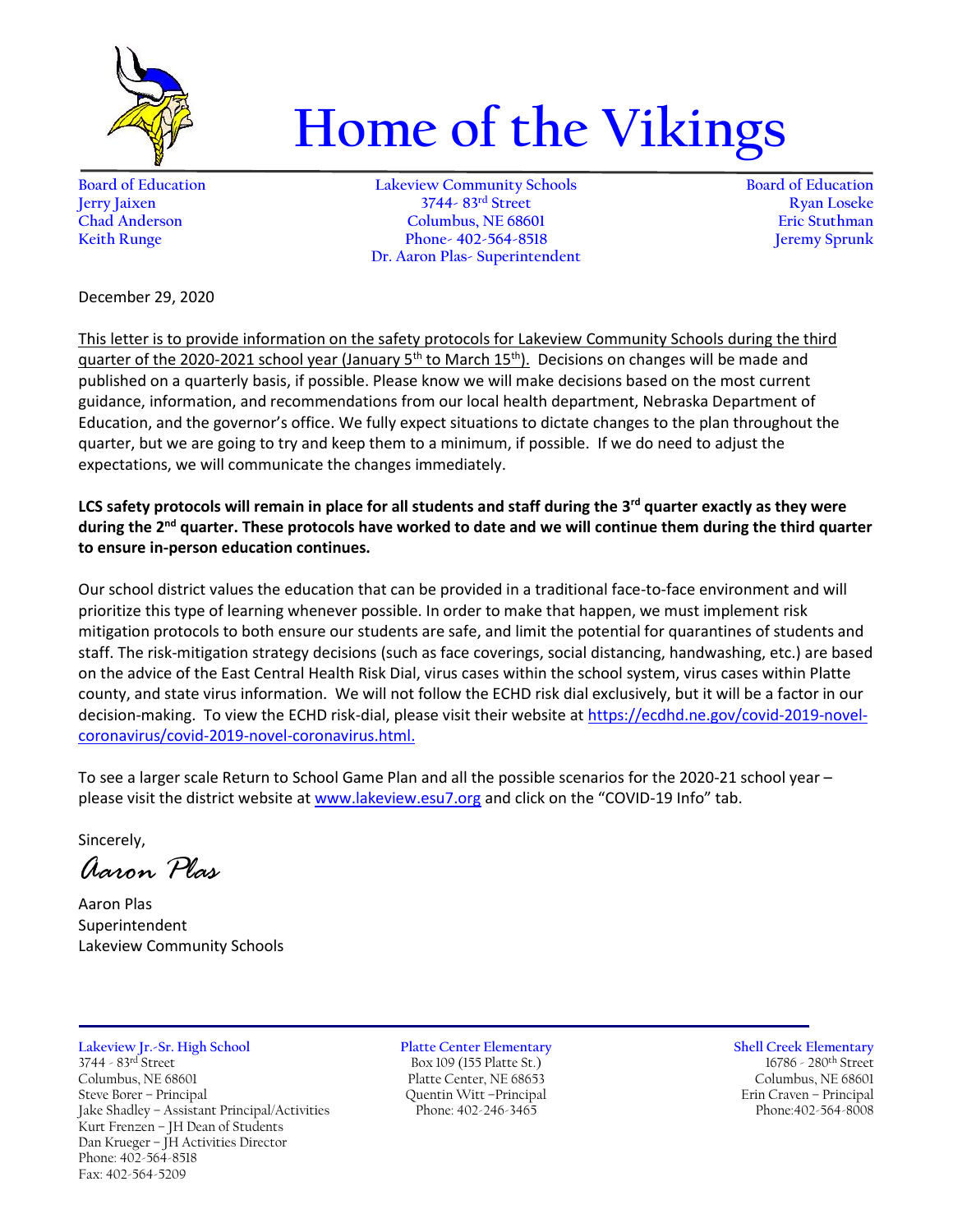# Home of the Vikings

Board of Education
Jerry Jaixen
Chad Anderson
Keith Runge

Lakeview Community Schools
3744- 83rd Street
Columbus, NE 68601
Phone- 402-564-8518
Dr. Aaron Plas- Superintendent

Board of Education
Ryan Loseke
Eric Stuthman
Jeremy Sprunk

December 29, 2020

This letter is to provide information on the safety protocols for Lakeview Community Schools during the third quarter of the 2020-2021 school year (January 5th to March 15th). Decisions on changes will be made and published on a quarterly basis, if possible. Please know we will make decisions based on the most current guidance, information, and recommendations from our local health department, Nebraska Department of Education, and the governor's office. We fully expect situations to dictate changes to the plan throughout the quarter, but we are going to try and keep them to a minimum, if possible. If we do need to adjust the expectations, we will communicate the changes immediately.

**LCS safety protocols will remain in place for all students and staff during the 3rd quarter exactly as they were during the 2nd quarter. These protocols have worked to date and we will continue them during the third quarter to ensure in-person education continues.**

Our school district values the education that can be provided in a traditional face-to-face environment and will prioritize this type of learning whenever possible. In order to make that happen, we must implement risk mitigation protocols to both ensure our students are safe, and limit the potential for quarantines of students and staff. The risk-mitigation strategy decisions (such as face coverings, social distancing, handwashing, etc.) are based on the advice of the East Central Health Risk Dial, virus cases within the school system, virus cases within Platte county, and state virus information. We will not follow the ECHD risk dial exclusively, but it will be a factor in our decision-making. To view the ECHD risk-dial, please visit their website at https://ecdhd.ne.gov/covid-2019-novel-coronavirus/covid-2019-novel-coronavirus.html.

To see a larger scale Return to School Game Plan and all the possible scenarios for the 2020-21 school year – please visit the district website at www.lakeview.esu7.org and click on the "COVID-19 Info" tab.

Sincerely,

*Aaron Plas*

Aaron Plas
Superintendent
Lakeview Community Schools

---

**Lakeview Jr.-Sr. High School**
3744 - 83rd Street
Columbus, NE 68601
Steve Borer – Principal
Jake Shadley – Assistant Principal/Activities
Kurt Frenzen – JH Dean of Students
Dan Krueger – JH Activities Director
Phone: 402-564-8518
Fax: 402-564-5209

**Platte Center Elementary**
Box 109 (155 Platte St.)
Platte Center, NE 68653
Quentin Witt –Principal
Phone: 402-246-3465

**Shell Creek Elementary**
16786 - 280th Street
Columbus, NE 68601
Erin Craven – Principal
Phone:402-564-8008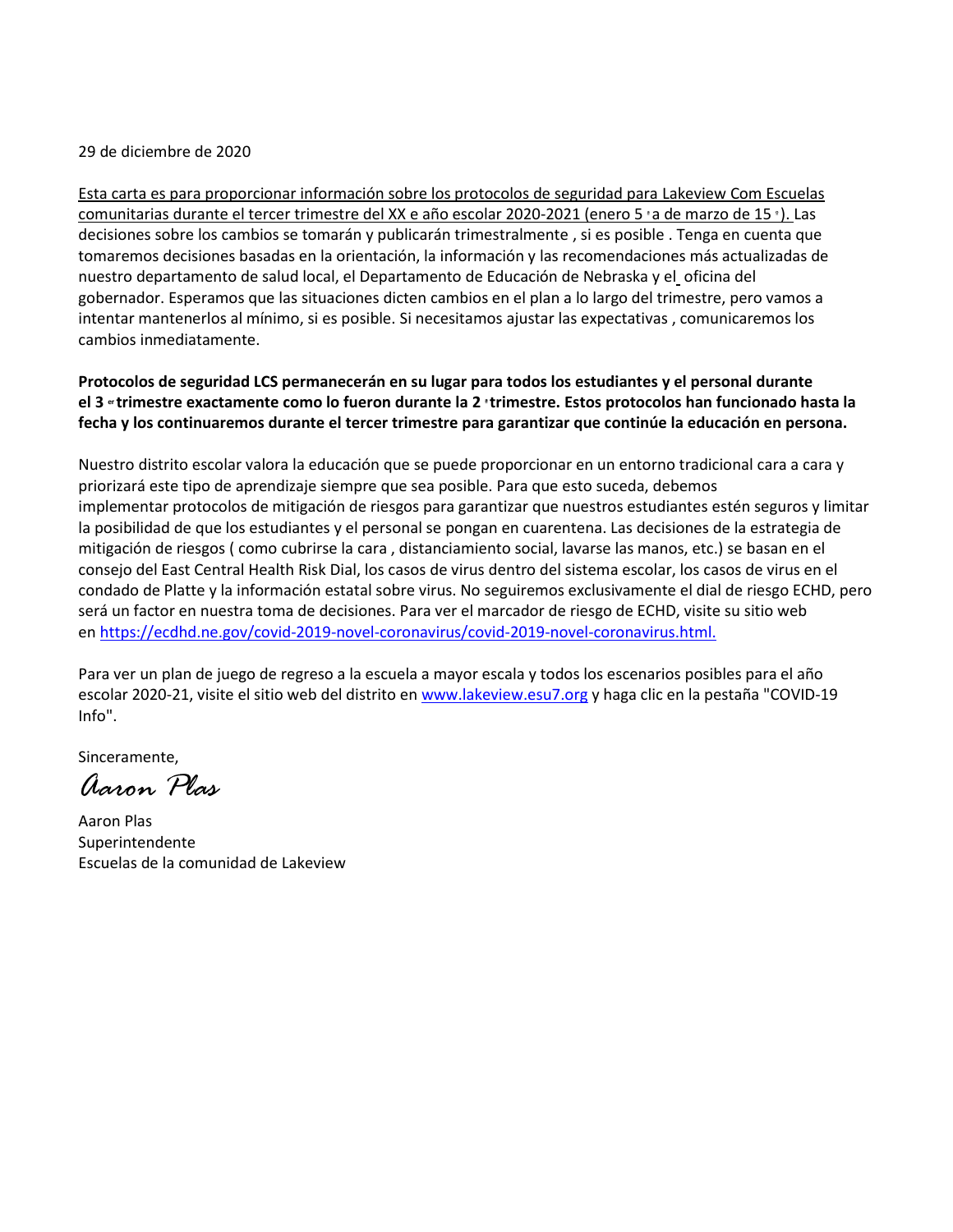29 de diciembre de 2020

Esta carta es para proporcionar información sobre los protocolos de seguridad para Lakeview Com Escuelas comunitarias durante el tercer trimestre del XX e año escolar 2020-2021 (enero 5 º a de marzo de 15 º). Las decisiones sobre los cambios se tomarán y publicarán trimestralmente , si es posible . Tenga en cuenta que tomaremos decisiones basadas en la orientación, la información y las recomendaciones más actualizadas de nuestro departamento de salud local, el Departamento de Educación de Nebraska y el oficina del gobernador. Esperamos que las situaciones dicten cambios en el plan a lo largo del trimestre, pero vamos a intentar mantenerlos al mínimo, si es posible. Si necesitamos ajustar las expectativas , comunicaremos los cambios inmediatamente.

**Protocolos de seguridad LCS permanecerán en su lugar para todos los estudiantes y el personal durante el 3 er trimestre exactamente como lo fueron durante la 2 º trimestre. Estos protocolos han funcionado hasta la fecha y los continuaremos durante el tercer trimestre para garantizar que continúe la educación en persona.**

Nuestro distrito escolar valora la educación que se puede proporcionar en un entorno tradicional cara a cara y priorizará este tipo de aprendizaje siempre que sea posible. Para que esto suceda, debemos implementar protocolos de mitigación de riesgos para garantizar que nuestros estudiantes estén seguros y limitar la posibilidad de que los estudiantes y el personal se pongan en cuarentena. Las decisiones de la estrategia de mitigación de riesgos ( como cubrirse la cara , distanciamiento social, lavarse las manos, etc.) se basan en el consejo del East Central Health Risk Dial, los casos de virus dentro del sistema escolar, los casos de virus en el condado de Platte y la información estatal sobre virus. No seguiremos exclusivamente el dial de riesgo ECHD, pero será un factor en nuestra toma de decisiones. Para ver el marcador de riesgo de ECHD, visite su sitio web en https://ecdhd.ne.gov/covid-2019-novel-coronavirus/covid-2019-novel-coronavirus.html.

Para ver un plan de juego de regreso a la escuela a mayor escala y todos los escenarios posibles para el año escolar 2020-21, visite el sitio web del distrito en www.lakeview.esu7.org y haga clic en la pestaña "COVID-19 Info".

Sinceramente,

Aaron Plas

Aaron Plas
Superintendente
Escuelas de la comunidad de Lakeview